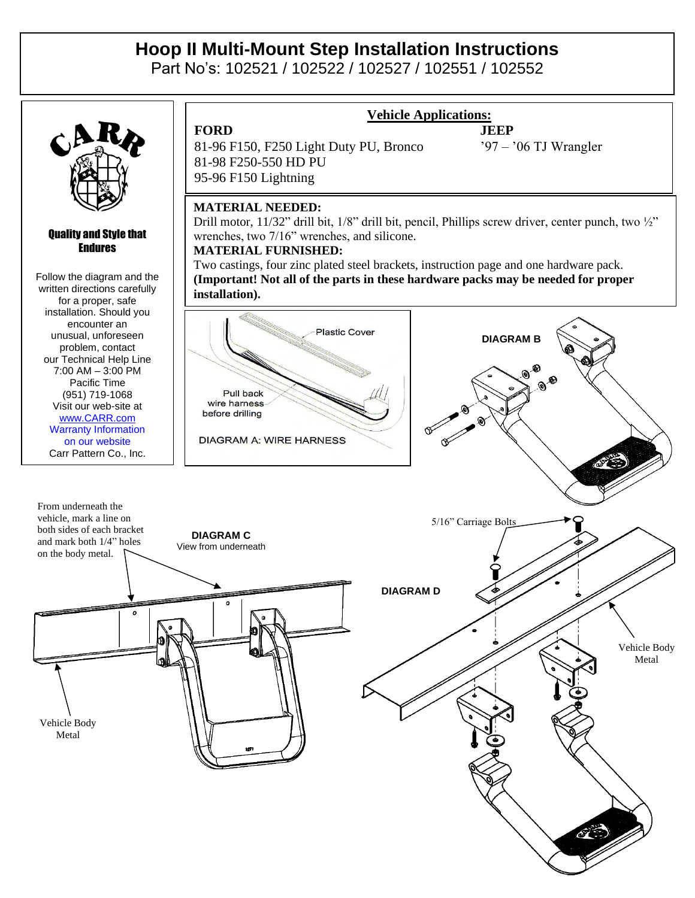# Hoop II Multi-Mount Step Installation Instructions

Part No's: 102521 / 102522 / 102527 / 102551 / 102552

CARR

**Quality and Style that Endures**

Follow the diagram and the written directions carefully for a proper, safe installation. Should you encounter an unusual, unforeseen problem, contact our Technical Help Line 7:00 AM – 3:00 PM Pacific Time (951) 719-1068 Visit our web-site at www.CARR.com Warranty Information on our website Carr Pattern Co., Inc.

## Vehicle Applications:

**FORD**
81-96 F150, F250 Light Duty PU, Bronco
81-98 F250-550 HD PU
95-96 F150 Lightning

**JEEP**
'97 – '06 TJ Wrangler

**MATERIAL NEEDED:**
Drill motor, 11/32" drill bit, 1/8" drill bit, pencil, Phillips screw driver, center punch, two ½" wrenches, two 7/16" wrenches, and silicone.

**MATERIAL FURNISHED:**
Two castings, four zinc plated steel brackets, instruction page and one hardware pack. **(Important! Not all of the parts in these hardware packs may be needed for proper installation).**

Plastic Cover

Pull back wire harness before drilling

DIAGRAM A: WIRE HARNESS

DIAGRAM B

From underneath the vehicle, mark a line on both sides of each bracket and mark both 1/4" holes on the body metal.

DIAGRAM C
View from underneath

Vehicle Body Metal

5/16" Carriage Bolts

DIAGRAM D

Vehicle Body Metal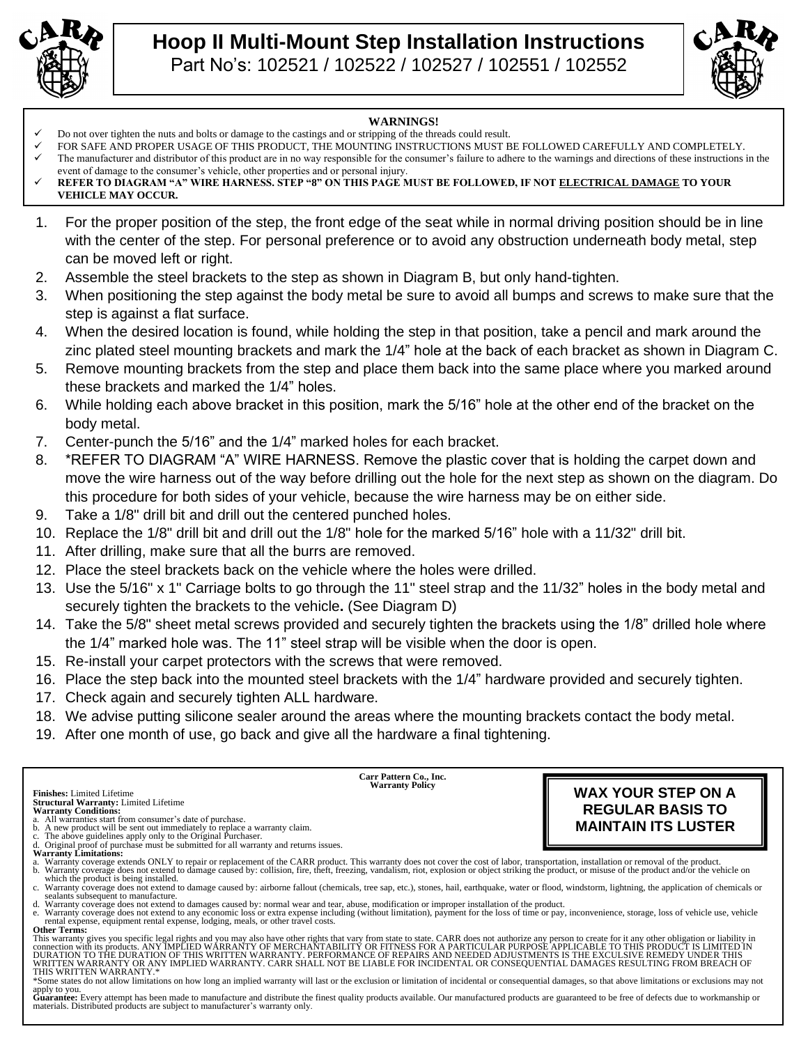# Hoop II Multi-Mount Step Installation Instructions

Part No's: 102521 / 102522 / 102527 / 102551 / 102552

**WARNINGS!**

- ✓ Do not over tighten the nuts and bolts or damage to the castings and or stripping of the threads could result.
- ✓ FOR SAFE AND PROPER USAGE OF THIS PRODUCT, THE MOUNTING INSTRUCTIONS MUST BE FOLLOWED CAREFULLY AND COMPLETELY.
- ✓ The manufacturer and distributor of this product are in no way responsible for the consumer's failure to adhere to the warnings and directions of these instructions in the event of damage to the consumer's vehicle, other properties and or personal injury.
- ✓ **REFER TO DIAGRAM "A" WIRE HARNESS. STEP "8" ON THIS PAGE MUST BE FOLLOWED, IF NOT ELECTRICAL DAMAGE TO YOUR VEHICLE MAY OCCUR.**

1. For the proper position of the step, the front edge of the seat while in normal driving position should be in line with the center of the step. For personal preference or to avoid any obstruction underneath body metal, step can be moved left or right.
2. Assemble the steel brackets to the step as shown in Diagram B, but only hand-tighten.
3. When positioning the step against the body metal be sure to avoid all bumps and screws to make sure that the step is against a flat surface.
4. When the desired location is found, while holding the step in that position, take a pencil and mark around the zinc plated steel mounting brackets and mark the 1/4" hole at the back of each bracket as shown in Diagram C.
5. Remove mounting brackets from the step and place them back into the same place where you marked around these brackets and marked the 1/4" holes.
6. While holding each above bracket in this position, mark the 5/16" hole at the other end of the bracket on the body metal.
7. Center-punch the 5/16" and the 1/4" marked holes for each bracket.
8. *REFER TO DIAGRAM "A" WIRE HARNESS. Remove the plastic cover that is holding the carpet down and move the wire harness out of the way before drilling out the hole for the next step as shown on the diagram. Do this procedure for both sides of your vehicle, because the wire harness may be on either side.
9. Take a 1/8" drill bit and drill out the centered punched holes.
10. Replace the 1/8" drill bit and drill out the 1/8" hole for the marked 5/16" hole with a 11/32" drill bit.
11. After drilling, make sure that all the burrs are removed.
12. Place the steel brackets back on the vehicle where the holes were drilled.
13. Use the 5/16" x 1" Carriage bolts to go through the 11" steel strap and the 11/32" holes in the body metal and securely tighten the brackets to the vehicle**.** (See Diagram D)
14. Take the 5/8" sheet metal screws provided and securely tighten the brackets using the 1/8" drilled hole where the 1/4" marked hole was. The 11" steel strap will be visible when the door is open.
15. Re-install your carpet protectors with the screws that were removed.
16. Place the step back into the mounted steel brackets with the 1/4" hardware provided and securely tighten.
17. Check again and securely tighten ALL hardware.
18. We advise putting silicone sealer around the areas where the mounting brackets contact the body metal.
19. After one month of use, go back and give all the hardware a final tightening.

**Carr Pattern Co., Inc.**
**Warranty Policy**

**WAX YOUR STEP ON A REGULAR BASIS TO MAINTAIN ITS LUSTER**

**Finishes:** Limited Lifetime
**Structural Warranty:** Limited Lifetime
**Warranty Conditions:**

a. All warranties start from consumer's date of purchase.
b. A new product will be sent out immediately to replace a warranty claim.
c. The above guidelines apply only to the Original Purchaser.
d. Original proof of purchase must be submitted for all warranty and returns issues.

**Warranty Limitations:**

a. Warranty coverage extends ONLY to repair or replacement of the CARR product. This warranty does not cover the cost of labor, transportation, installation or removal of the product.
b. Warranty coverage does not extend to damage caused by: collision, fire, theft, freezing, vandalism, riot, explosion or object striking the product, or misuse of the product and/or the vehicle on which the product is being installed.
c. Warranty coverage does not extend to damage caused by: airborne fallout (chemicals, tree sap, etc.), stones, hail, earthquake, water or flood, windstorm, lightning, the application of chemicals or sealants subsequent to manufacture.
d. Warranty coverage does not extend to damages caused by: normal wear and tear, abuse, modification or improper installation of the product.
e. Warranty coverage does not extend to any economic loss or extra expense including (without limitation), payment for the loss of time or pay, inconvenience, storage, loss of vehicle use, vehicle rental expense, equipment rental expense, lodging, meals, or other travel costs.

**Other Terms:**
This warranty gives you specific legal rights and you may also have other rights that vary from state to state. CARR does not authorize any person to create for it any other obligation or liability in connection with its products. ANY IMPLIED WARRANTY OF MERCHANTABILITY OR FITNESS FOR A PARTICULAR PURPOSE APPLICABLE TO THIS PRODUCT IS LIMITED IN DURATION TO THE DURATION OF THIS WRITTEN WARRANTY. PERFORMANCE OF REPAIRS AND NEEDED ADJUSTMENTS IS THE EXCLUSIVE REMEDY UNDER THIS WRITTEN WARRANTY OR ANY IMPLIED WARRANTY. CARR SHALL NOT BE LIABLE FOR INCIDENTAL OR CONSEQUENTIAL DAMAGES RESULTING FROM BREACH OF THIS WRITTEN WARRANTY.*
*Some states do not allow limitations on how long an implied warranty will last or the exclusion or limitation of incidental or consequential damages, so that above limitations or exclusions may not apply to you.
**Guarantee:** Every attempt has been made to manufacture and distribute the finest quality products available. Our manufactured products are guaranteed to be free of defects due to workmanship or materials. Distributed products are subject to manufacturer's warranty only.